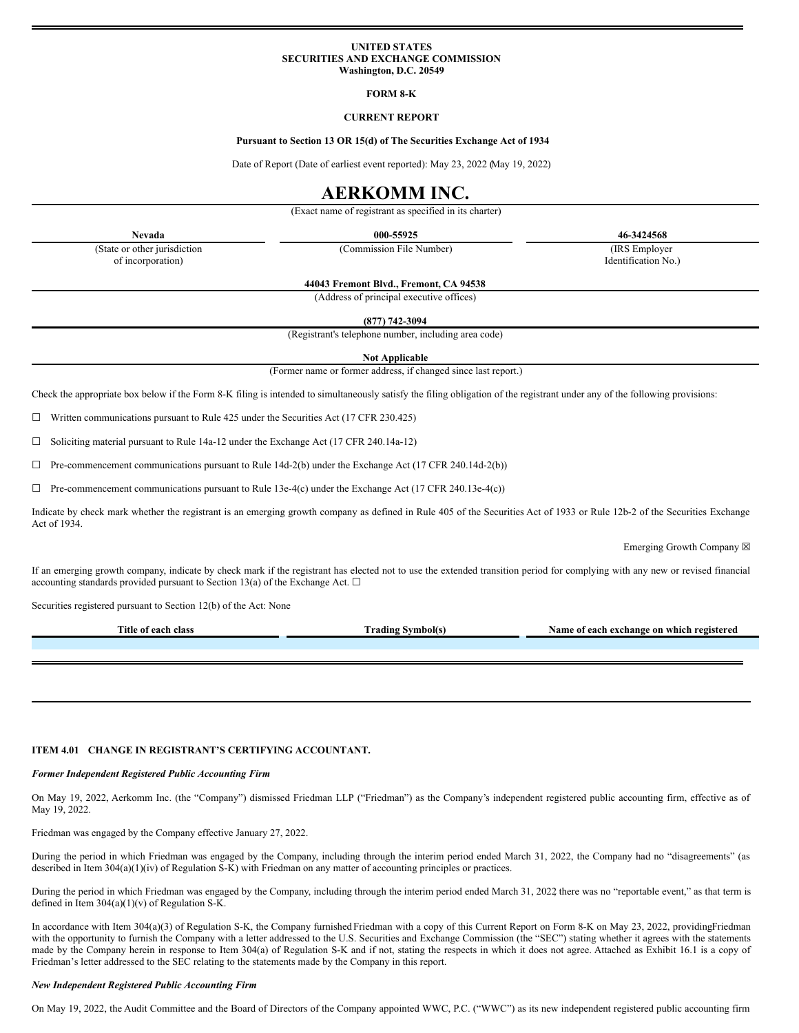**UNITED STATES**
**SECURITIES AND EXCHANGE COMMISSION**
**Washington, D.C. 20549**

**FORM 8-K**

**CURRENT REPORT**

**Pursuant to Section 13 OR 15(d) of The Securities Exchange Act of 1934**

Date of Report (Date of earliest event reported): May 23, 2022 (May 19, 2022)

# AERKOMM INC.

(Exact name of registrant as specified in its charter)

| **Nevada** | **000-55925** | **46-3424568** |
|---|---|---|
| (State or other jurisdiction of incorporation) | (Commission File Number) | (IRS Employer Identification No.) |

**44043 Fremont Blvd., Fremont, CA 94538**
(Address of principal executive offices)

**(877) 742-3094**
(Registrant's telephone number, including area code)

**Not Applicable**
(Former name or former address, if changed since last report.)

Check the appropriate box below if the Form 8-K filing is intended to simultaneously satisfy the filing obligation of the registrant under any of the following provisions:

☐ Written communications pursuant to Rule 425 under the Securities Act (17 CFR 230.425)

☐ Soliciting material pursuant to Rule 14a-12 under the Exchange Act (17 CFR 240.14a-12)

☐ Pre-commencement communications pursuant to Rule 14d-2(b) under the Exchange Act (17 CFR 240.14d-2(b))

☐ Pre-commencement communications pursuant to Rule 13e-4(c) under the Exchange Act (17 CFR 240.13e-4(c))

Indicate by check mark whether the registrant is an emerging growth company as defined in Rule 405 of the Securities Act of 1933 or Rule 12b-2 of the Securities Exchange Act of 1934.

Emerging Growth Company ☒

If an emerging growth company, indicate by check mark if the registrant has elected not to use the extended transition period for complying with any new or revised financial accounting standards provided pursuant to Section 13(a) of the Exchange Act. ☐

Securities registered pursuant to Section 12(b) of the Act: None

| Title of each class | Trading Symbol(s) | Name of each exchange on which registered |
|---|---|---|
| | | |

### ITEM 4.01 CHANGE IN REGISTRANT'S CERTIFYING ACCOUNTANT.

***Former Independent Registered Public Accounting Firm***

On May 19, 2022, Aerkomm Inc. (the "Company") dismissed Friedman LLP ("Friedman") as the Company's independent registered public accounting firm, effective as of May 19, 2022.

Friedman was engaged by the Company effective January 27, 2022.

During the period in which Friedman was engaged by the Company, including through the interim period ended March 31, 2022, the Company had no "disagreements" (as described in Item 304(a)(1)(iv) of Regulation S-K) with Friedman on any matter of accounting principles or practices.

During the period in which Friedman was engaged by the Company, including through the interim period ended March 31, 2022, there was no "reportable event," as that term is defined in Item 304(a)(1)(v) of Regulation S-K.

In accordance with Item 304(a)(3) of Regulation S-K, the Company furnished Friedman with a copy of this Current Report on Form 8-K on May 23, 2022, providing Friedman with the opportunity to furnish the Company with a letter addressed to the U.S. Securities and Exchange Commission (the "SEC") stating whether it agrees with the statements made by the Company herein in response to Item 304(a) of Regulation S-K and if not, stating the respects in which it does not agree. Attached as Exhibit 16.1 is a copy of Friedman's letter addressed to the SEC relating to the statements made by the Company in this report.

***New Independent Registered Public Accounting Firm***

On May 19, 2022, the Audit Committee and the Board of Directors of the Company appointed WWC, P.C. ("WWC") as its new independent registered public accounting firm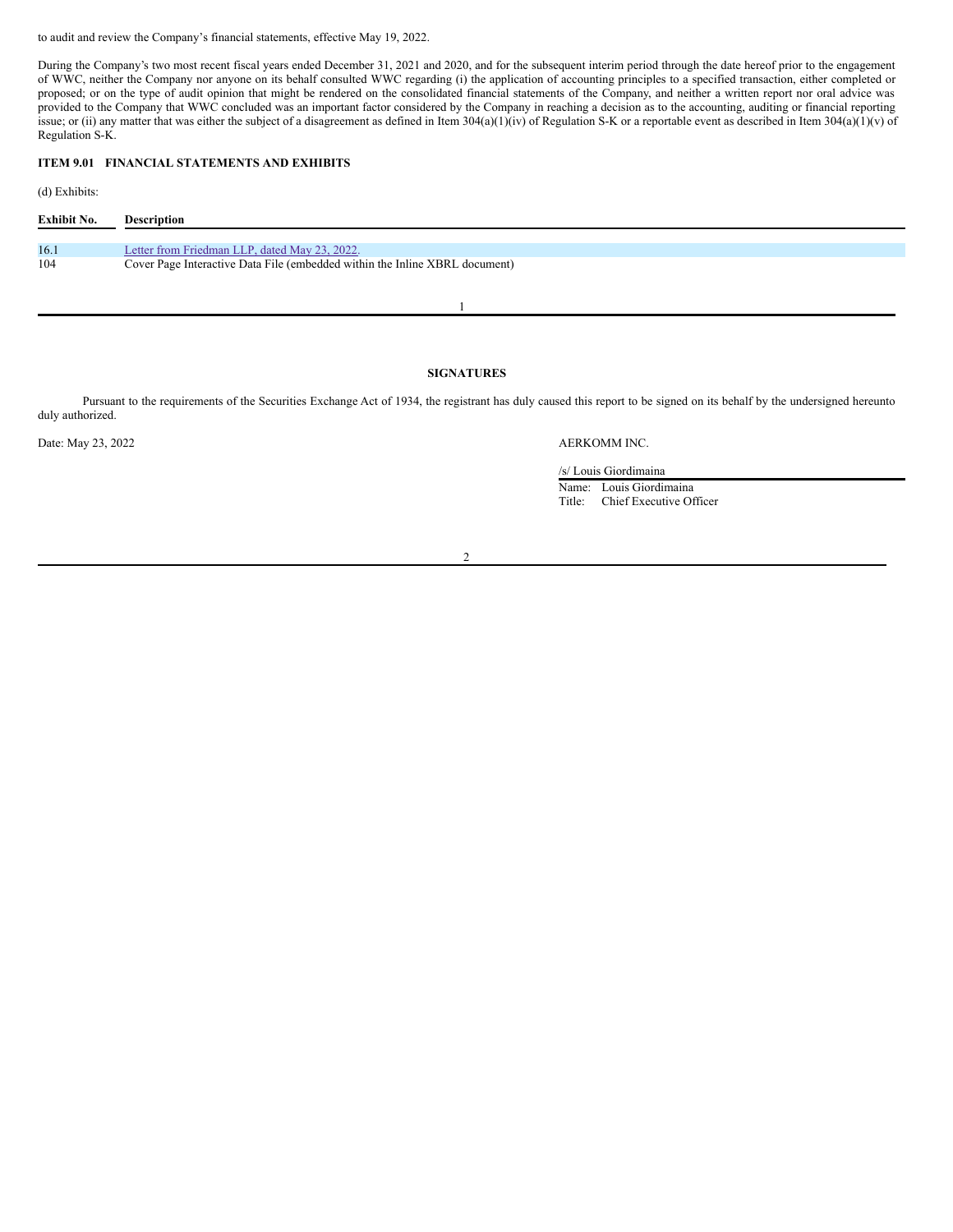to audit and review the Company's financial statements, effective May 19, 2022.

During the Company's two most recent fiscal years ended December 31, 2021 and 2020, and for the subsequent interim period through the date hereof prior to the engagement of WWC, neither the Company nor anyone on its behalf consulted WWC regarding (i) the application of accounting principles to a specified transaction, either completed or proposed; or on the type of audit opinion that might be rendered on the consolidated financial statements of the Company, and neither a written report nor oral advice was provided to the Company that WWC concluded was an important factor considered by the Company in reaching a decision as to the accounting, auditing or financial reporting issue; or (ii) any matter that was either the subject of a disagreement as defined in Item 304(a)(1)(iv) of Regulation S-K or a reportable event as described in Item 304(a)(1)(v) of Regulation S-K.

## ITEM 9.01 FINANCIAL STATEMENTS AND EXHIBITS

(d) Exhibits:

| Exhibit No. | Description |
|---|---|
| 16.1 | Letter from Friedman LLP, dated May 23, 2022. |
| 104 | Cover Page Interactive Data File (embedded within the Inline XBRL document) |

## SIGNATURES

Pursuant to the requirements of the Securities Exchange Act of 1934, the registrant has duly caused this report to be signed on its behalf by the undersigned hereunto duly authorized.

Date: May 23, 2022

AERKOMM INC.

/s/ Louis Giordimaina

Name: Louis Giordimaina
Title: Chief Executive Officer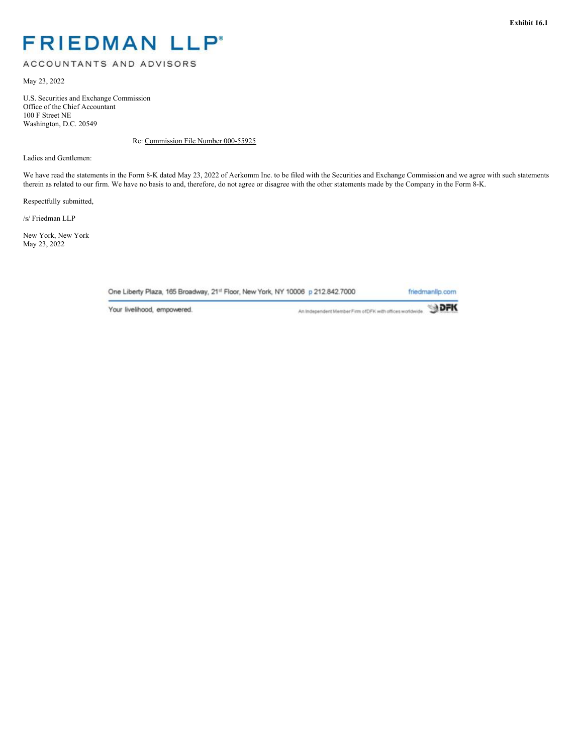Exhibit 16.1

# FRIEDMAN LLP®

ACCOUNTANTS AND ADVISORS

May 23, 2022

U.S. Securities and Exchange Commission
Office of the Chief Accountant
100 F Street NE
Washington, D.C. 20549

Re: Commission File Number 000-55925

Ladies and Gentlemen:

We have read the statements in the Form 8-K dated May 23, 2022 of Aerkomm Inc. to be filed with the Securities and Exchange Commission and we agree with such statements therein as related to our firm. We have no basis to and, therefore, do not agree or disagree with the other statements made by the Company in the Form 8-K.

Respectfully submitted,

/s/ Friedman LLP

New York, New York
May 23, 2022

One Liberty Plaza, 165 Broadway, 21st Floor, New York, NY 10006 p 212.842.7000 friedmanllp.com

Your livelihood, empowered. An Independent Member Firm of DFK with offices worldwide. DFK